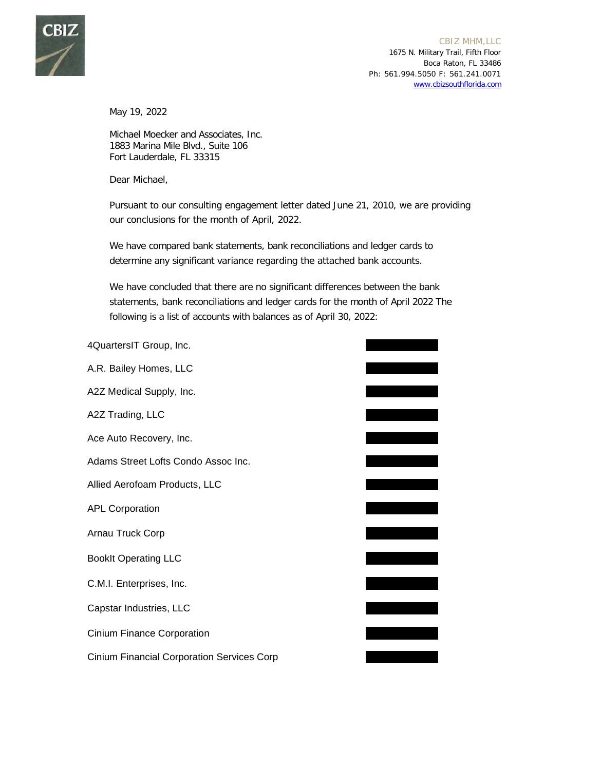CBIZ MHM, LLC
1675 N. Military Trail, Fifth Floor
Boca Raton, FL 33486
Ph: 561.994.5050 F: 561.241.0071
www.cbizsouthflorida.com

May 19, 2022

Michael Moecker and Associates, Inc.
1883 Marina Mile Blvd., Suite 106
Fort Lauderdale, FL 33315

Dear Michael,

Pursuant to our consulting engagement letter dated June 21, 2010, we are providing our conclusions for the month of April, 2022.

We have compared bank statements, bank reconciliations and ledger cards to determine any significant variance regarding the attached bank accounts.

We have concluded that there are no significant differences between the bank statements, bank reconciliations and ledger cards for the month of April 2022 The following is a list of accounts with balances as of April 30, 2022:

| Account | Balance |
|---|---|
| 4QuartersIT Group, Inc. | [REDACTED] |
| A.R. Bailey Homes, LLC | [REDACTED] |
| A2Z Medical Supply, Inc. | [REDACTED] |
| A2Z Trading, LLC | [REDACTED] |
| Ace Auto Recovery, Inc. | [REDACTED] |
| Adams Street Lofts Condo Assoc Inc. | [REDACTED] |
| Allied Aerofoam Products, LLC | [REDACTED] |
| APL Corporation | [REDACTED] |
| Arnau Truck Corp | [REDACTED] |
| BookIt Operating LLC | [REDACTED] |
| C.M.I. Enterprises, Inc. | [REDACTED] |
| Capstar Industries, LLC | [REDACTED] |
| Cinium Finance Corporation | [REDACTED] |
| Cinium Financial Corporation Services Corp | [REDACTED] |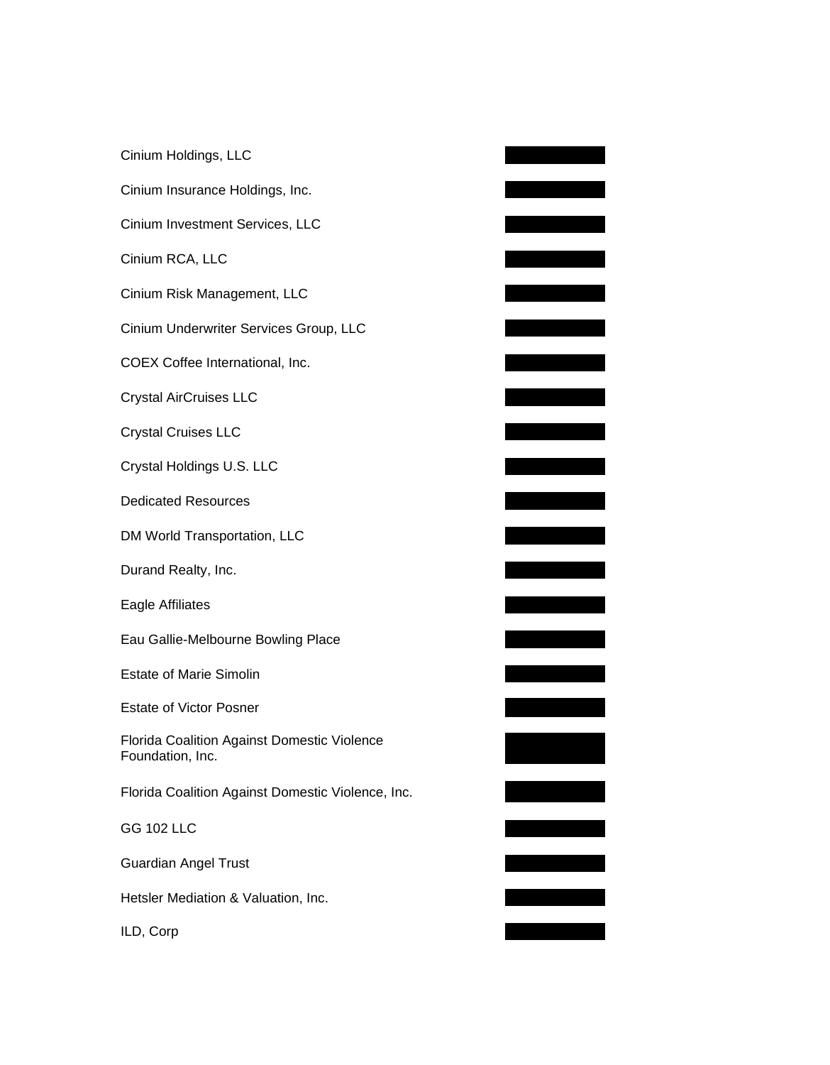Cinium Holdings, LLC

Cinium Insurance Holdings, Inc.

Cinium Investment Services, LLC

Cinium RCA, LLC

Cinium Risk Management, LLC

Cinium Underwriter Services Group, LLC

COEX Coffee International, Inc.

Crystal AirCruises LLC

Crystal Cruises LLC

Crystal Holdings U.S. LLC

Dedicated Resources

DM World Transportation, LLC

Durand Realty, Inc.

Eagle Affiliates

Eau Gallie-Melbourne Bowling Place

Estate of Marie Simolin

Estate of Victor Posner

Florida Coalition Against Domestic Violence Foundation, Inc.

Florida Coalition Against Domestic Violence, Inc.

GG 102 LLC

Guardian Angel Trust

Hetsler Mediation & Valuation, Inc.

ILD, Corp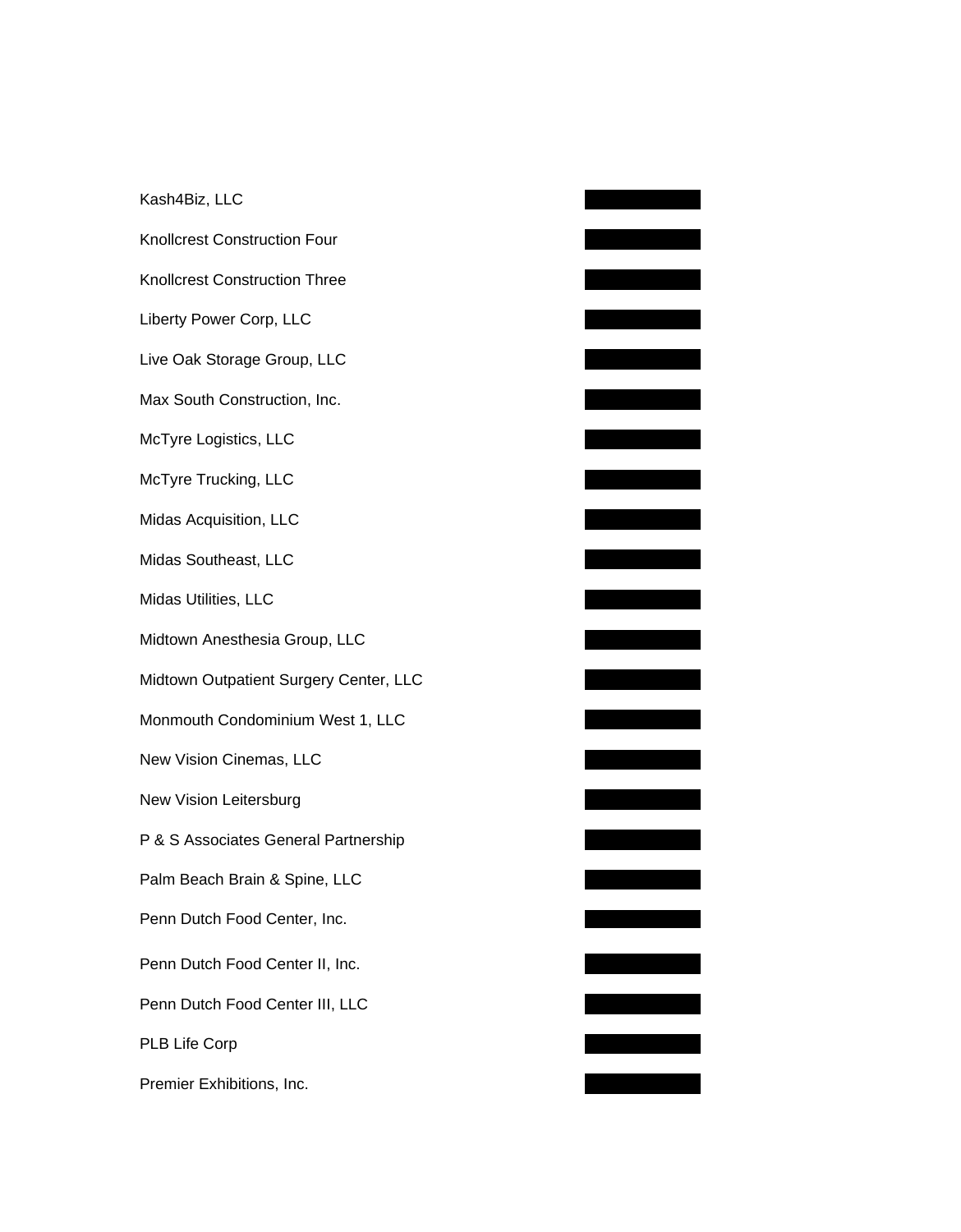Kash4Biz, LLC

Knollcrest Construction Four

Knollcrest Construction Three

Liberty Power Corp, LLC

Live Oak Storage Group, LLC

Max South Construction, Inc.

McTyre Logistics, LLC

McTyre Trucking, LLC

Midas Acquisition, LLC

Midas Southeast, LLC

Midas Utilities, LLC

Midtown Anesthesia Group, LLC

Midtown Outpatient Surgery Center, LLC

Monmouth Condominium West 1, LLC

New Vision Cinemas, LLC

New Vision Leitersburg

P & S Associates General Partnership

Palm Beach Brain & Spine, LLC

Penn Dutch Food Center, Inc.

Penn Dutch Food Center II, Inc.

Penn Dutch Food Center III, LLC

PLB Life Corp

Premier Exhibitions, Inc.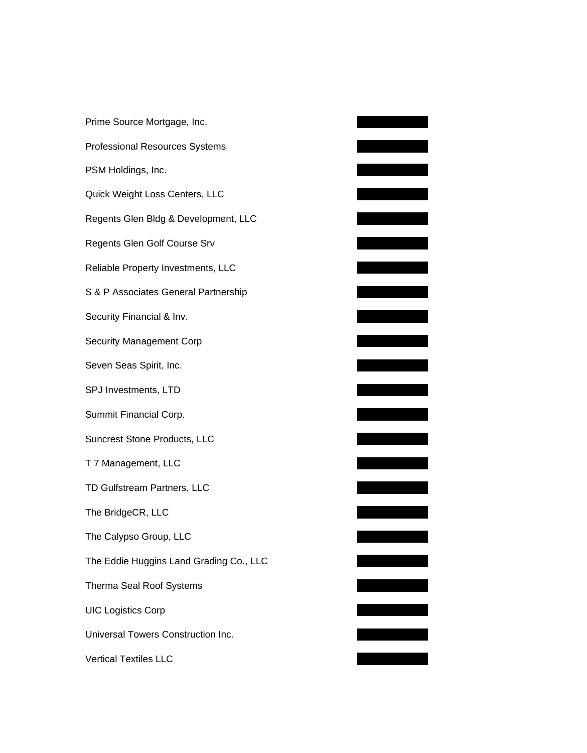Prime Source Mortgage, Inc.

Professional Resources Systems

PSM Holdings, Inc.

Quick Weight Loss Centers, LLC

Regents Glen Bldg & Development, LLC

Regents Glen Golf Course Srv

Reliable Property Investments, LLC

S & P Associates General Partnership

Security Financial & Inv.

Security Management Corp

Seven Seas Spirit, Inc.

SPJ Investments, LTD

Summit Financial Corp.

Suncrest Stone Products, LLC

T 7 Management, LLC

TD Gulfstream Partners, LLC

The BridgeCR, LLC

The Calypso Group, LLC

The Eddie Huggins Land Grading Co., LLC

Therma Seal Roof Systems

UIC Logistics Corp

Universal Towers Construction Inc.

Vertical Textiles LLC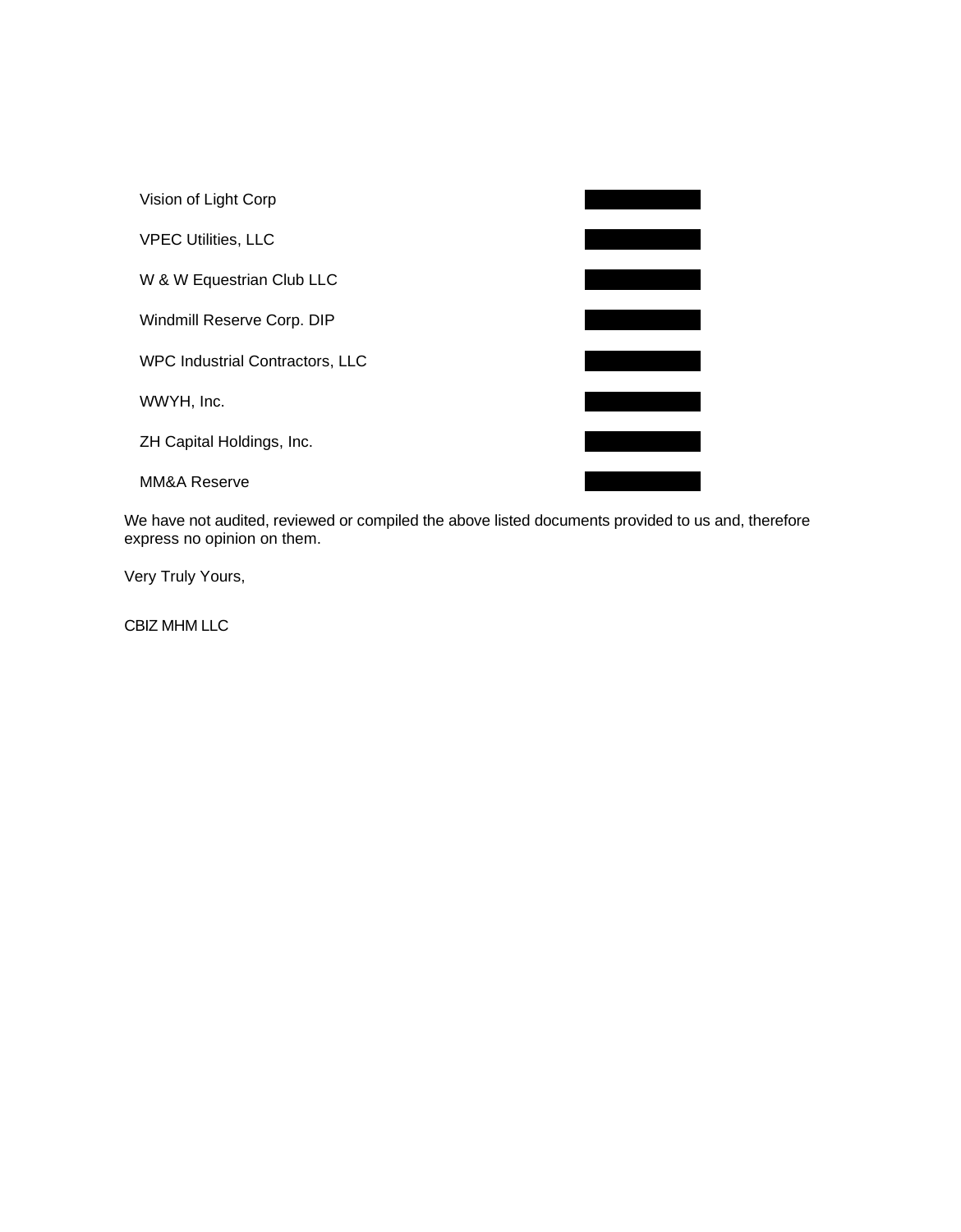| | |
|---|---|
| Vision of Light Corp | |
| VPEC Utilities, LLC | |
| W & W Equestrian Club LLC | |
| Windmill Reserve Corp. DIP | |
| WPC Industrial Contractors, LLC | |
| WWYH, Inc. | |
| ZH Capital Holdings, Inc. | |
| MM&A Reserve | |

We have not audited, reviewed or compiled the above listed documents provided to us and, therefore express no opinion on them.

Very Truly Yours,

CBIZ MHM LLC